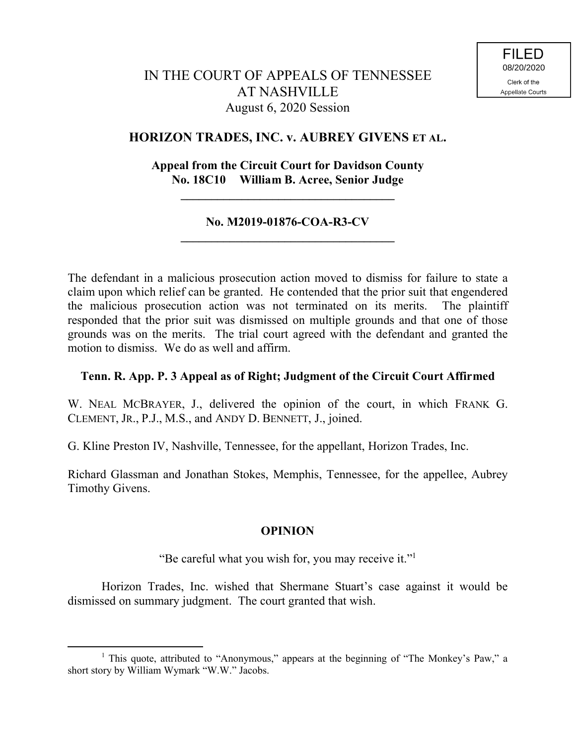FILED
08/20/2020
Clerk of the
Appellate Courts

IN THE COURT OF APPEALS OF TENNESSEE
AT NASHVILLE
August 6, 2020 Session

**HORIZON TRADES, INC. v. AUBREY GIVENS ET AL.**

**Appeal from the Circuit Court for Davidson County**
**No. 18C10 William B. Acree, Senior Judge**

---

**No. M2019-01876-COA-R3-CV**

---

The defendant in a malicious prosecution action moved to dismiss for failure to state a claim upon which relief can be granted. He contended that the prior suit that engendered the malicious prosecution action was not terminated on its merits. The plaintiff responded that the prior suit was dismissed on multiple grounds and that one of those grounds was on the merits. The trial court agreed with the defendant and granted the motion to dismiss. We do as well and affirm.

**Tenn. R. App. P. 3 Appeal as of Right; Judgment of the Circuit Court Affirmed**

W. NEAL MCBRAYER, J., delivered the opinion of the court, in which FRANK G. CLEMENT, JR., P.J., M.S., and ANDY D. BENNETT, J., joined.

G. Kline Preston IV, Nashville, Tennessee, for the appellant, Horizon Trades, Inc.

Richard Glassman and Jonathan Stokes, Memphis, Tennessee, for the appellee, Aubrey Timothy Givens.

**OPINION**

"Be careful what you wish for, you may receive it."[1]

Horizon Trades, Inc. wished that Shermane Stuart's case against it would be dismissed on summary judgment. The court granted that wish.

---

[1] This quote, attributed to "Anonymous," appears at the beginning of "The Monkey's Paw," a short story by William Wymark "W.W." Jacobs.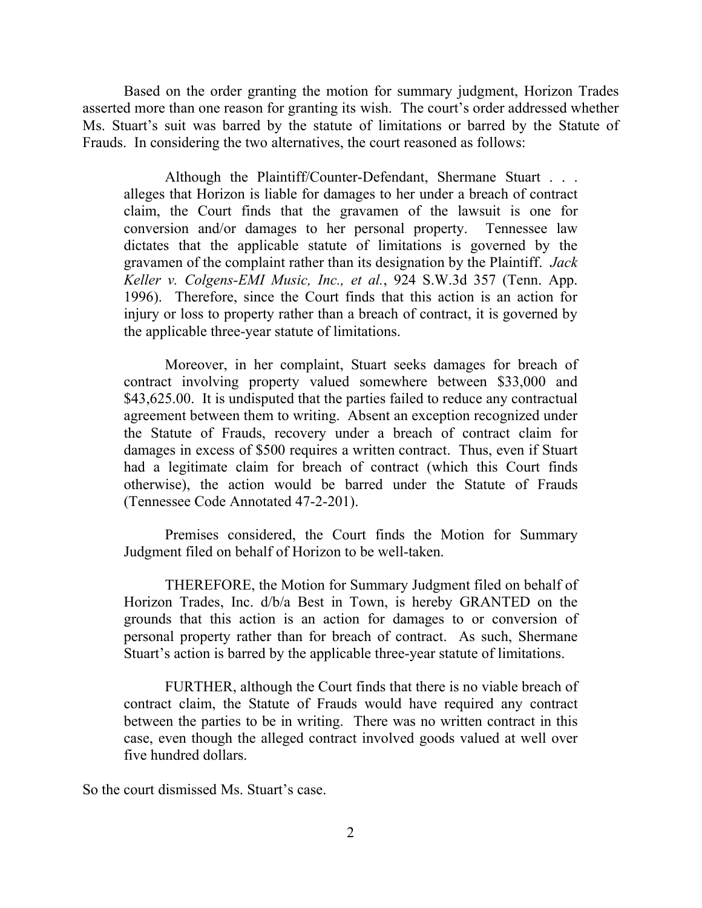Based on the order granting the motion for summary judgment, Horizon Trades asserted more than one reason for granting its wish. The court's order addressed whether Ms. Stuart's suit was barred by the statute of limitations or barred by the Statute of Frauds. In considering the two alternatives, the court reasoned as follows:

> Although the Plaintiff/Counter-Defendant, Shermane Stuart . . . alleges that Horizon is liable for damages to her under a breach of contract claim, the Court finds that the gravamen of the lawsuit is one for conversion and/or damages to her personal property. Tennessee law dictates that the applicable statute of limitations is governed by the gravamen of the complaint rather than its designation by the Plaintiff. *Jack Keller v. Colgens-EMI Music, Inc., et al.*, 924 S.W.3d 357 (Tenn. App. 1996). Therefore, since the Court finds that this action is an action for injury or loss to property rather than a breach of contract, it is governed by the applicable three-year statute of limitations.
>
> Moreover, in her complaint, Stuart seeks damages for breach of contract involving property valued somewhere between $33,000 and $43,625.00. It is undisputed that the parties failed to reduce any contractual agreement between them to writing. Absent an exception recognized under the Statute of Frauds, recovery under a breach of contract claim for damages in excess of $500 requires a written contract. Thus, even if Stuart had a legitimate claim for breach of contract (which this Court finds otherwise), the action would be barred under the Statute of Frauds (Tennessee Code Annotated 47-2-201).
>
> Premises considered, the Court finds the Motion for Summary Judgment filed on behalf of Horizon to be well-taken.
>
> THEREFORE, the Motion for Summary Judgment filed on behalf of Horizon Trades, Inc. d/b/a Best in Town, is hereby GRANTED on the grounds that this action is an action for damages to or conversion of personal property rather than for breach of contract. As such, Shermane Stuart's action is barred by the applicable three-year statute of limitations.
>
> FURTHER, although the Court finds that there is no viable breach of contract claim, the Statute of Frauds would have required any contract between the parties to be in writing. There was no written contract in this case, even though the alleged contract involved goods valued at well over five hundred dollars.

So the court dismissed Ms. Stuart's case.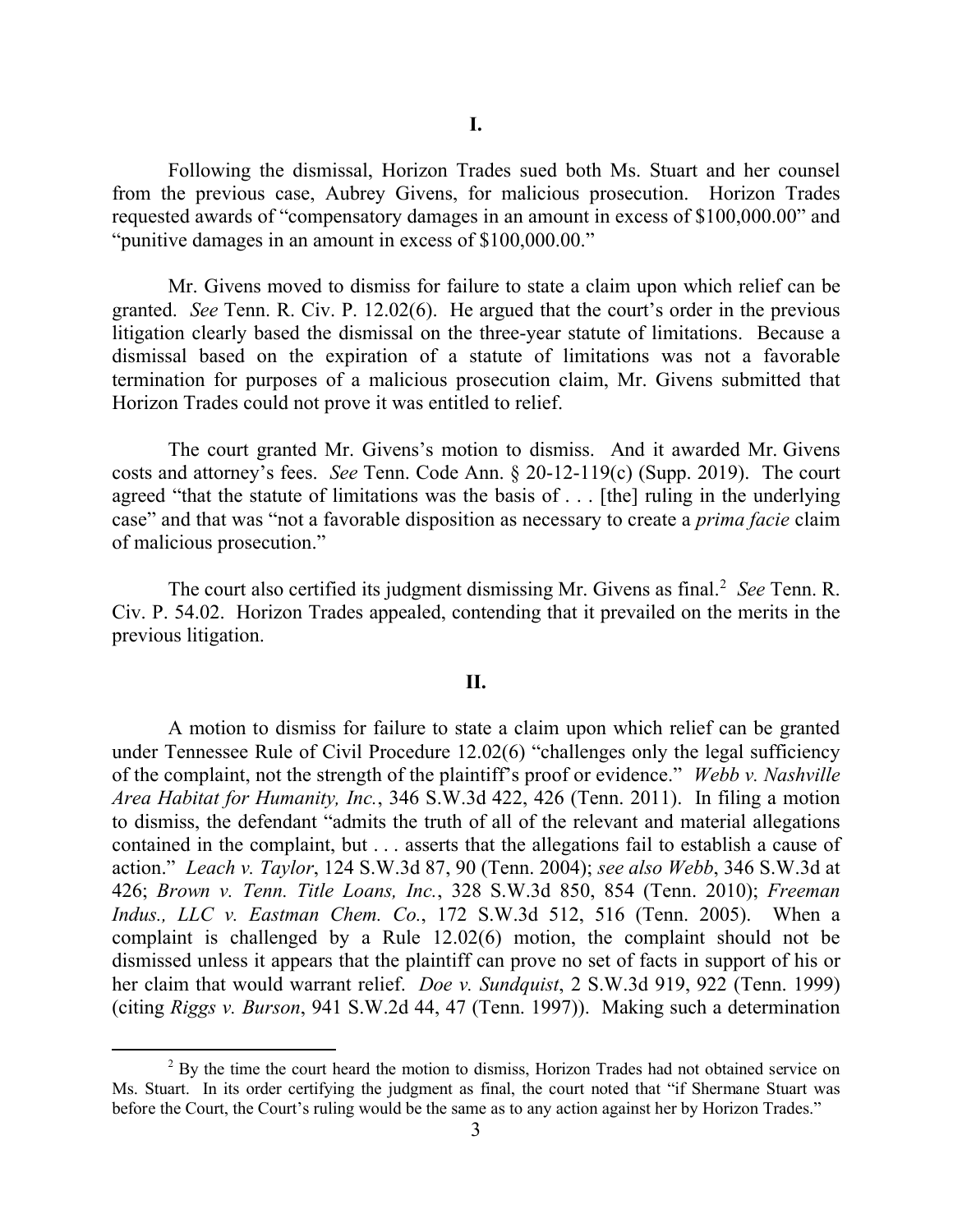## I.

Following the dismissal, Horizon Trades sued both Ms. Stuart and her counsel from the previous case, Aubrey Givens, for malicious prosecution. Horizon Trades requested awards of "compensatory damages in an amount in excess of $100,000.00" and "punitive damages in an amount in excess of $100,000.00."

Mr. Givens moved to dismiss for failure to state a claim upon which relief can be granted. *See* Tenn. R. Civ. P. 12.02(6). He argued that the court's order in the previous litigation clearly based the dismissal on the three-year statute of limitations. Because a dismissal based on the expiration of a statute of limitations was not a favorable termination for purposes of a malicious prosecution claim, Mr. Givens submitted that Horizon Trades could not prove it was entitled to relief.

The court granted Mr. Givens's motion to dismiss. And it awarded Mr. Givens costs and attorney's fees. *See* Tenn. Code Ann. § 20-12-119(c) (Supp. 2019). The court agreed "that the statute of limitations was the basis of . . . [the] ruling in the underlying case" and that was "not a favorable disposition as necessary to create a *prima facie* claim of malicious prosecution."

The court also certified its judgment dismissing Mr. Givens as final.[2] *See* Tenn. R. Civ. P. 54.02. Horizon Trades appealed, contending that it prevailed on the merits in the previous litigation.

## II.

A motion to dismiss for failure to state a claim upon which relief can be granted under Tennessee Rule of Civil Procedure 12.02(6) "challenges only the legal sufficiency of the complaint, not the strength of the plaintiff's proof or evidence." *Webb v. Nashville Area Habitat for Humanity, Inc.*, 346 S.W.3d 422, 426 (Tenn. 2011). In filing a motion to dismiss, the defendant "admits the truth of all of the relevant and material allegations contained in the complaint, but . . . asserts that the allegations fail to establish a cause of action." *Leach v. Taylor*, 124 S.W.3d 87, 90 (Tenn. 2004); *see also Webb*, 346 S.W.3d at 426; *Brown v. Tenn. Title Loans, Inc.*, 328 S.W.3d 850, 854 (Tenn. 2010); *Freeman Indus., LLC v. Eastman Chem. Co.*, 172 S.W.3d 512, 516 (Tenn. 2005). When a complaint is challenged by a Rule 12.02(6) motion, the complaint should not be dismissed unless it appears that the plaintiff can prove no set of facts in support of his or her claim that would warrant relief. *Doe v. Sundquist*, 2 S.W.3d 919, 922 (Tenn. 1999) (citing *Riggs v. Burson*, 941 S.W.2d 44, 47 (Tenn. 1997)). Making such a determination

---

[2] By the time the court heard the motion to dismiss, Horizon Trades had not obtained service on Ms. Stuart. In its order certifying the judgment as final, the court noted that "if Shermane Stuart was before the Court, the Court's ruling would be the same as to any action against her by Horizon Trades."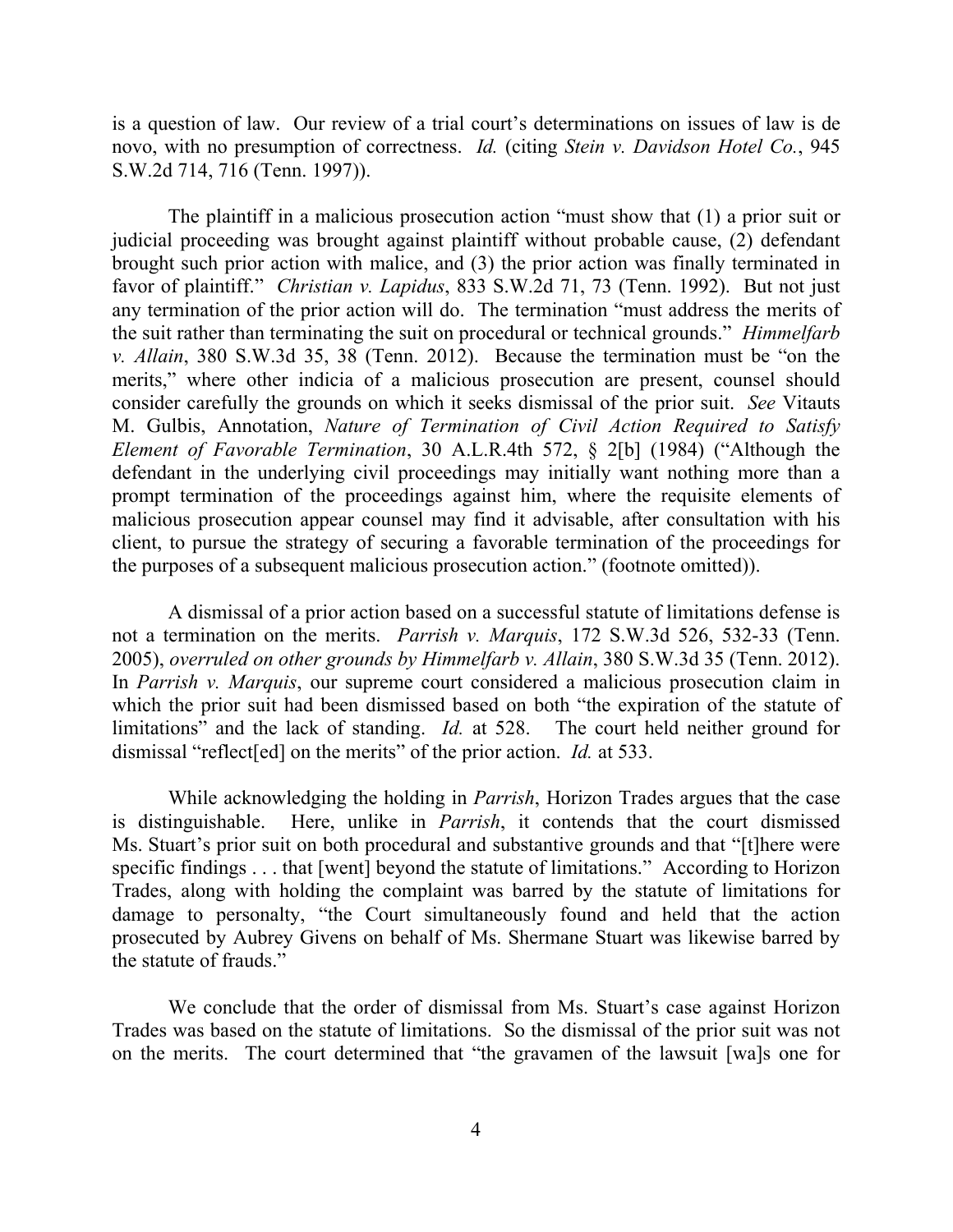is a question of law. Our review of a trial court's determinations on issues of law is de novo, with no presumption of correctness. *Id.* (citing *Stein v. Davidson Hotel Co.*, 945 S.W.2d 714, 716 (Tenn. 1997)).

The plaintiff in a malicious prosecution action "must show that (1) a prior suit or judicial proceeding was brought against plaintiff without probable cause, (2) defendant brought such prior action with malice, and (3) the prior action was finally terminated in favor of plaintiff." *Christian v. Lapidus*, 833 S.W.2d 71, 73 (Tenn. 1992). But not just any termination of the prior action will do. The termination "must address the merits of the suit rather than terminating the suit on procedural or technical grounds." *Himmelfarb v. Allain*, 380 S.W.3d 35, 38 (Tenn. 2012). Because the termination must be "on the merits," where other indicia of a malicious prosecution are present, counsel should consider carefully the grounds on which it seeks dismissal of the prior suit. *See* Vitauts M. Gulbis, Annotation, *Nature of Termination of Civil Action Required to Satisfy Element of Favorable Termination*, 30 A.L.R.4th 572, § 2[b] (1984) ("Although the defendant in the underlying civil proceedings may initially want nothing more than a prompt termination of the proceedings against him, where the requisite elements of malicious prosecution appear counsel may find it advisable, after consultation with his client, to pursue the strategy of securing a favorable termination of the proceedings for the purposes of a subsequent malicious prosecution action." (footnote omitted)).

A dismissal of a prior action based on a successful statute of limitations defense is not a termination on the merits. *Parrish v. Marquis*, 172 S.W.3d 526, 532-33 (Tenn. 2005), *overruled on other grounds by Himmelfarb v. Allain*, 380 S.W.3d 35 (Tenn. 2012). In *Parrish v. Marquis*, our supreme court considered a malicious prosecution claim in which the prior suit had been dismissed based on both "the expiration of the statute of limitations" and the lack of standing. *Id.* at 528. The court held neither ground for dismissal "reflect[ed] on the merits" of the prior action. *Id.* at 533.

While acknowledging the holding in *Parrish*, Horizon Trades argues that the case is distinguishable. Here, unlike in *Parrish*, it contends that the court dismissed Ms. Stuart's prior suit on both procedural and substantive grounds and that "[t]here were specific findings . . . that [went] beyond the statute of limitations." According to Horizon Trades, along with holding the complaint was barred by the statute of limitations for damage to personalty, "the Court simultaneously found and held that the action prosecuted by Aubrey Givens on behalf of Ms. Shermane Stuart was likewise barred by the statute of frauds."

We conclude that the order of dismissal from Ms. Stuart's case against Horizon Trades was based on the statute of limitations. So the dismissal of the prior suit was not on the merits. The court determined that "the gravamen of the lawsuit [wa]s one for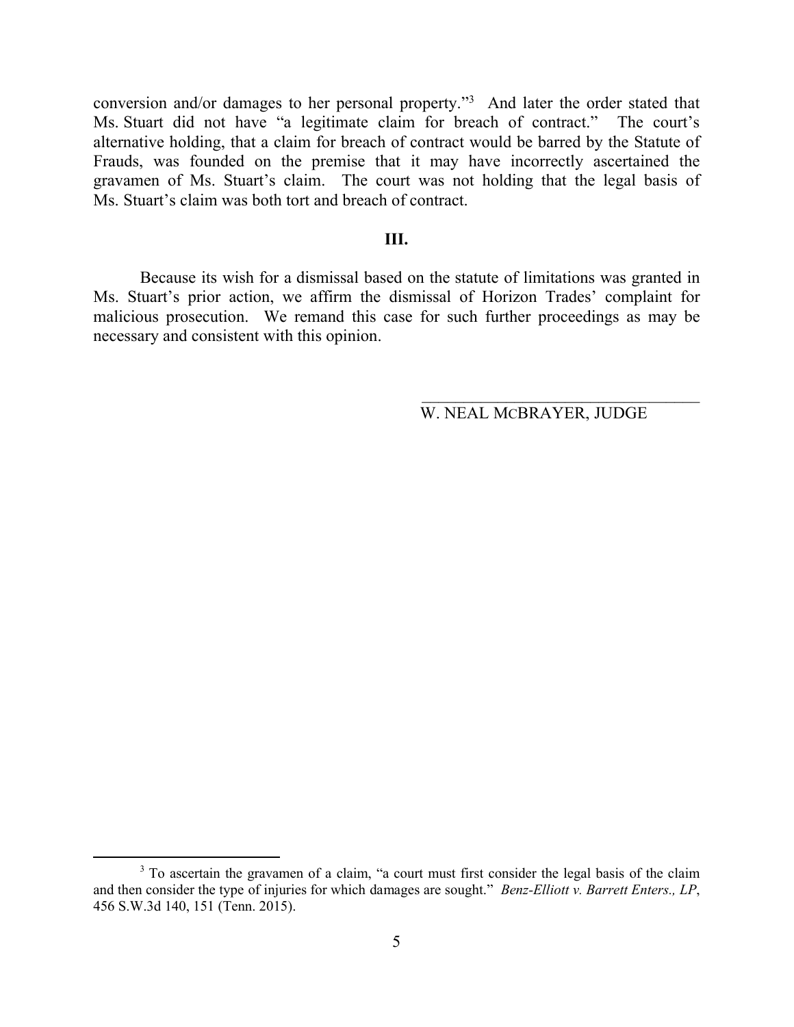conversion and/or damages to her personal property."[3] And later the order stated that Ms. Stuart did not have "a legitimate claim for breach of contract." The court's alternative holding, that a claim for breach of contract would be barred by the Statute of Frauds, was founded on the premise that it may have incorrectly ascertained the gravamen of Ms. Stuart's claim. The court was not holding that the legal basis of Ms. Stuart's claim was both tort and breach of contract.

## III.

Because its wish for a dismissal based on the statute of limitations was granted in Ms. Stuart's prior action, we affirm the dismissal of Horizon Trades' complaint for malicious prosecution. We remand this case for such further proceedings as may be necessary and consistent with this opinion.

W. NEAL McBRAYER, JUDGE

---

[3] To ascertain the gravamen of a claim, "a court must first consider the legal basis of the claim and then consider the type of injuries for which damages are sought." *Benz-Elliott v. Barrett Enters., LP*, 456 S.W.3d 140, 151 (Tenn. 2015).